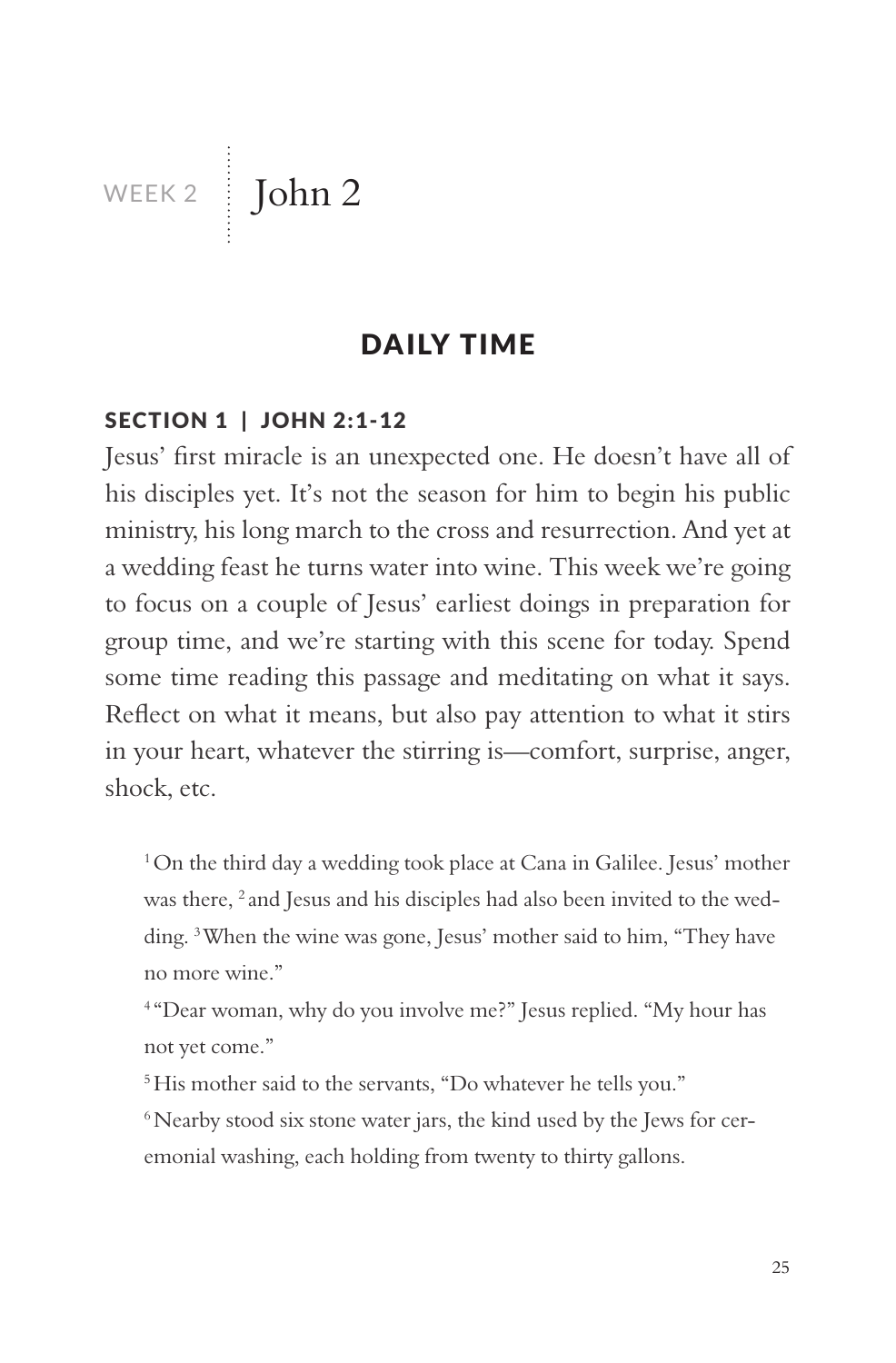# WEEK 2 | John 2

## DAILY TIME

### SECTION 1 | JOHN 2:1-12

Jesus' first miracle is an unexpected one. He doesn't have all of his disciples yet. It's not the season for him to begin his public ministry, his long march to the cross and resurrection. And yet at a wedding feast he turns water into wine. This week we're going to focus on a couple of Jesus' earliest doings in preparation for group time, and we're starting with this scene for today. Spend some time reading this passage and meditating on what it says. Reflect on what it means, but also pay attention to what it stirs in your heart, whatever the stirring is—comfort, surprise, anger, shock, etc.

> [1] On the third day a wedding took place at Cana in Galilee. Jesus' mother was there, [2] and Jesus and his disciples had also been invited to the wedding. [3] When the wine was gone, Jesus' mother said to him, "They have no more wine."
>
> [4] "Dear woman, why do you involve me?" Jesus replied. "My hour has not yet come."
>
> [5] His mother said to the servants, "Do whatever he tells you."
>
> [6] Nearby stood six stone water jars, the kind used by the Jews for ceremonial washing, each holding from twenty to thirty gallons.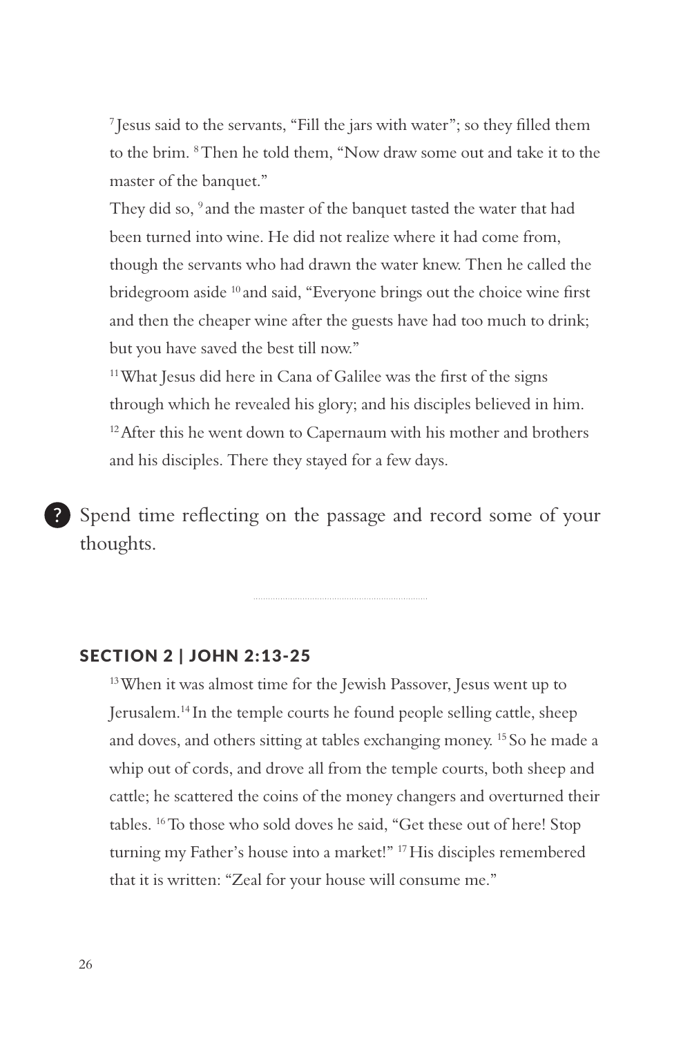[7] Jesus said to the servants, “Fill the jars with water”; so they filled them to the brim. [8] Then he told them, “Now draw some out and take it to the master of the banquet.”

They did so, [9] and the master of the banquet tasted the water that had been turned into wine. He did not realize where it had come from, though the servants who had drawn the water knew. Then he called the bridegroom aside [10] and said, “Everyone brings out the choice wine first and then the cheaper wine after the guests have had too much to drink; but you have saved the best till now.”

[11] What Jesus did here in Cana of Galilee was the first of the signs through which he revealed his glory; and his disciples believed in him. [12] After this he went down to Capernaum with his mother and brothers and his disciples. There they stayed for a few days.

? Spend time reflecting on the passage and record some of your thoughts.

## SECTION 2 | JOHN 2:13-25

[13] When it was almost time for the Jewish Passover, Jesus went up to Jerusalem.[14] In the temple courts he found people selling cattle, sheep and doves, and others sitting at tables exchanging money. [15] So he made a whip out of cords, and drove all from the temple courts, both sheep and cattle; he scattered the coins of the money changers and overturned their tables. [16] To those who sold doves he said, “Get these out of here! Stop turning my Father’s house into a market!” [17] His disciples remembered that it is written: “Zeal for your house will consume me.”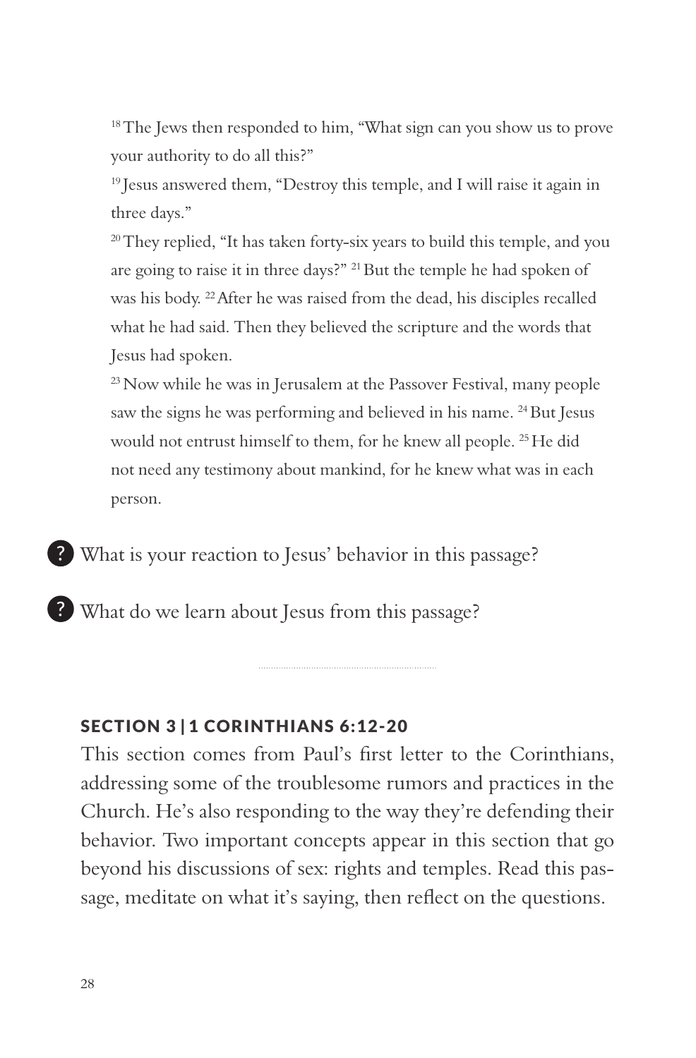[18] The Jews then responded to him, "What sign can you show us to prove your authority to do all this?"

[19] Jesus answered them, "Destroy this temple, and I will raise it again in three days."

[20] They replied, "It has taken forty-six years to build this temple, and you are going to raise it in three days?" [21] But the temple he had spoken of was his body. [22] After he was raised from the dead, his disciples recalled what he had said. Then they believed the scripture and the words that Jesus had spoken.

[23] Now while he was in Jerusalem at the Passover Festival, many people saw the signs he was performing and believed in his name. [24] But Jesus would not entrust himself to them, for he knew all people. [25] He did not need any testimony about mankind, for he knew what was in each person.

? What is your reaction to Jesus' behavior in this passage?

? What do we learn about Jesus from this passage?

---

## SECTION 3 | 1 CORINTHIANS 6:12-20

This section comes from Paul's first letter to the Corinthians, addressing some of the troublesome rumors and practices in the Church. He's also responding to the way they're defending their behavior. Two important concepts appear in this section that go beyond his discussions of sex: rights and temples. Read this passage, meditate on what it's saying, then reflect on the questions.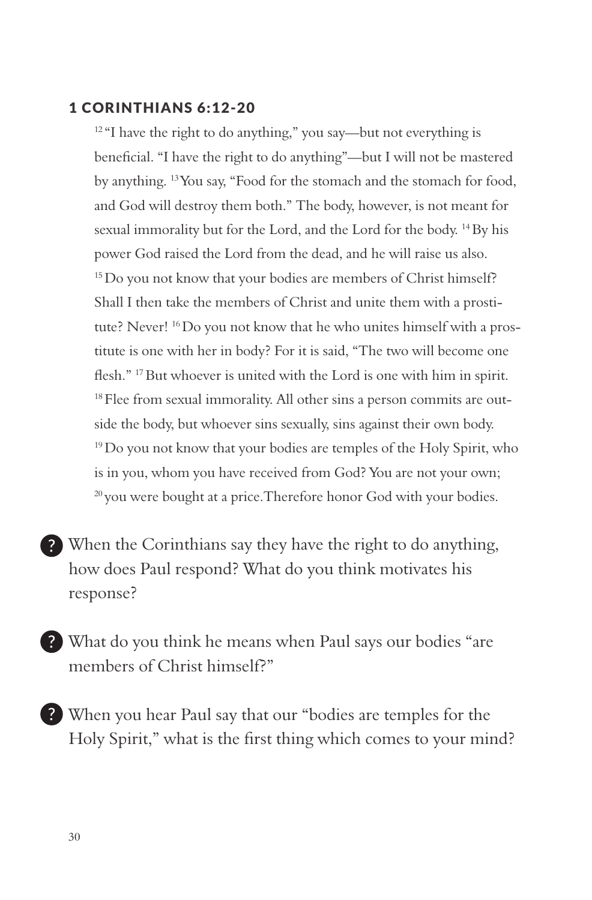### 1 CORINTHIANS 6:12-20

[12] "I have the right to do anything," you say—but not everything is beneficial. "I have the right to do anything"—but I will not be mastered by anything. [13] You say, "Food for the stomach and the stomach for food, and God will destroy them both." The body, however, is not meant for sexual immorality but for the Lord, and the Lord for the body. [14] By his power God raised the Lord from the dead, and he will raise us also. [15] Do you not know that your bodies are members of Christ himself? Shall I then take the members of Christ and unite them with a prostitute? Never! [16] Do you not know that he who unites himself with a prostitute is one with her in body? For it is said, "The two will become one flesh." [17] But whoever is united with the Lord is one with him in spirit. [18] Flee from sexual immorality. All other sins a person commits are outside the body, but whoever sins sexually, sins against their own body. [19] Do you not know that your bodies are temples of the Holy Spirit, who is in you, whom you have received from God? You are not your own; [20] you were bought at a price. Therefore honor God with your bodies.

- ? When the Corinthians say they have the right to do anything, how does Paul respond? What do you think motivates his response?

- ? What do you think he means when Paul says our bodies "are members of Christ himself?"

- ? When you hear Paul say that our "bodies are temples for the Holy Spirit," what is the first thing which comes to your mind?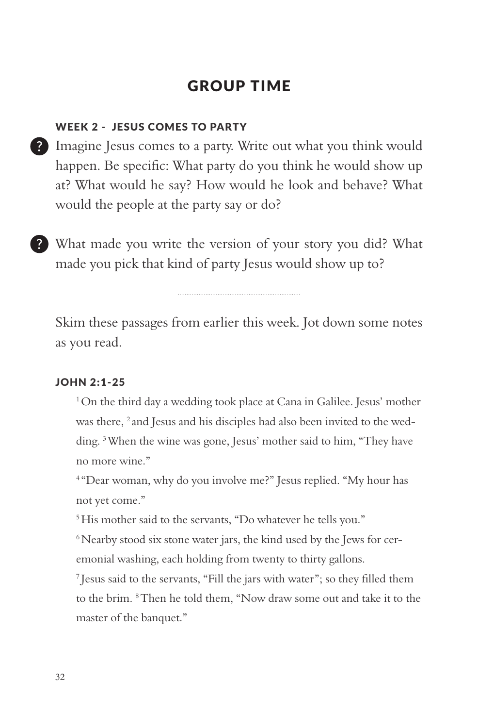## GROUP TIME

### WEEK 2 - JESUS COMES TO PARTY

? Imagine Jesus comes to a party. Write out what you think would happen. Be specific: What party do you think he would show up at? What would he say? How would he look and behave? What would the people at the party say or do?

? What made you write the version of your story you did? What made you pick that kind of party Jesus would show up to?

---

Skim these passages from earlier this week. Jot down some notes as you read.

#### JOHN 2:1-25

[1] On the third day a wedding took place at Cana in Galilee. Jesus' mother was there, [2] and Jesus and his disciples had also been invited to the wedding. [3] When the wine was gone, Jesus' mother said to him, "They have no more wine."

[4] "Dear woman, why do you involve me?" Jesus replied. "My hour has not yet come."

[5] His mother said to the servants, "Do whatever he tells you."

[6] Nearby stood six stone water jars, the kind used by the Jews for ceremonial washing, each holding from twenty to thirty gallons.

[7] Jesus said to the servants, "Fill the jars with water"; so they filled them to the brim. [8] Then he told them, "Now draw some out and take it to the master of the banquet."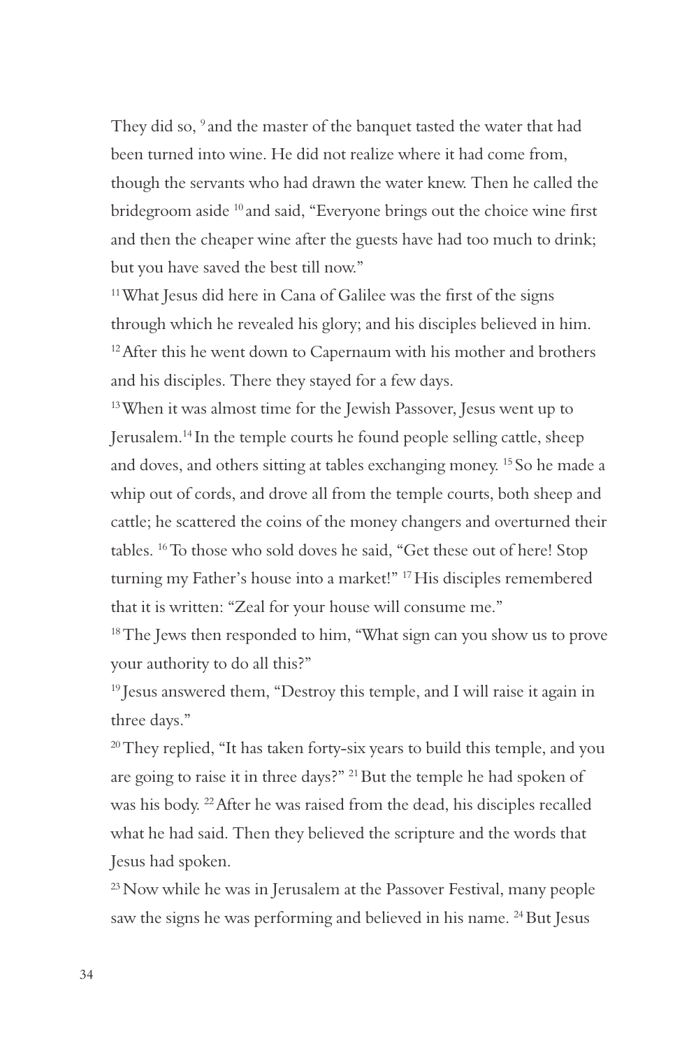They did so, [9] and the master of the banquet tasted the water that had been turned into wine. He did not realize where it had come from, though the servants who had drawn the water knew. Then he called the bridegroom aside [10] and said, "Everyone brings out the choice wine first and then the cheaper wine after the guests have had too much to drink; but you have saved the best till now."

[11] What Jesus did here in Cana of Galilee was the first of the signs through which he revealed his glory; and his disciples believed in him. [12] After this he went down to Capernaum with his mother and brothers and his disciples. There they stayed for a few days.

[13] When it was almost time for the Jewish Passover, Jesus went up to Jerusalem.[14] In the temple courts he found people selling cattle, sheep and doves, and others sitting at tables exchanging money. [15] So he made a whip out of cords, and drove all from the temple courts, both sheep and cattle; he scattered the coins of the money changers and overturned their tables. [16] To those who sold doves he said, "Get these out of here! Stop turning my Father's house into a market!" [17] His disciples remembered that it is written: "Zeal for your house will consume me."

[18] The Jews then responded to him, "What sign can you show us to prove your authority to do all this?"

[19] Jesus answered them, "Destroy this temple, and I will raise it again in three days."

[20] They replied, "It has taken forty-six years to build this temple, and you are going to raise it in three days?" [21] But the temple he had spoken of was his body. [22] After he was raised from the dead, his disciples recalled what he had said. Then they believed the scripture and the words that Jesus had spoken.

[23] Now while he was in Jerusalem at the Passover Festival, many people saw the signs he was performing and believed in his name. [24] But Jesus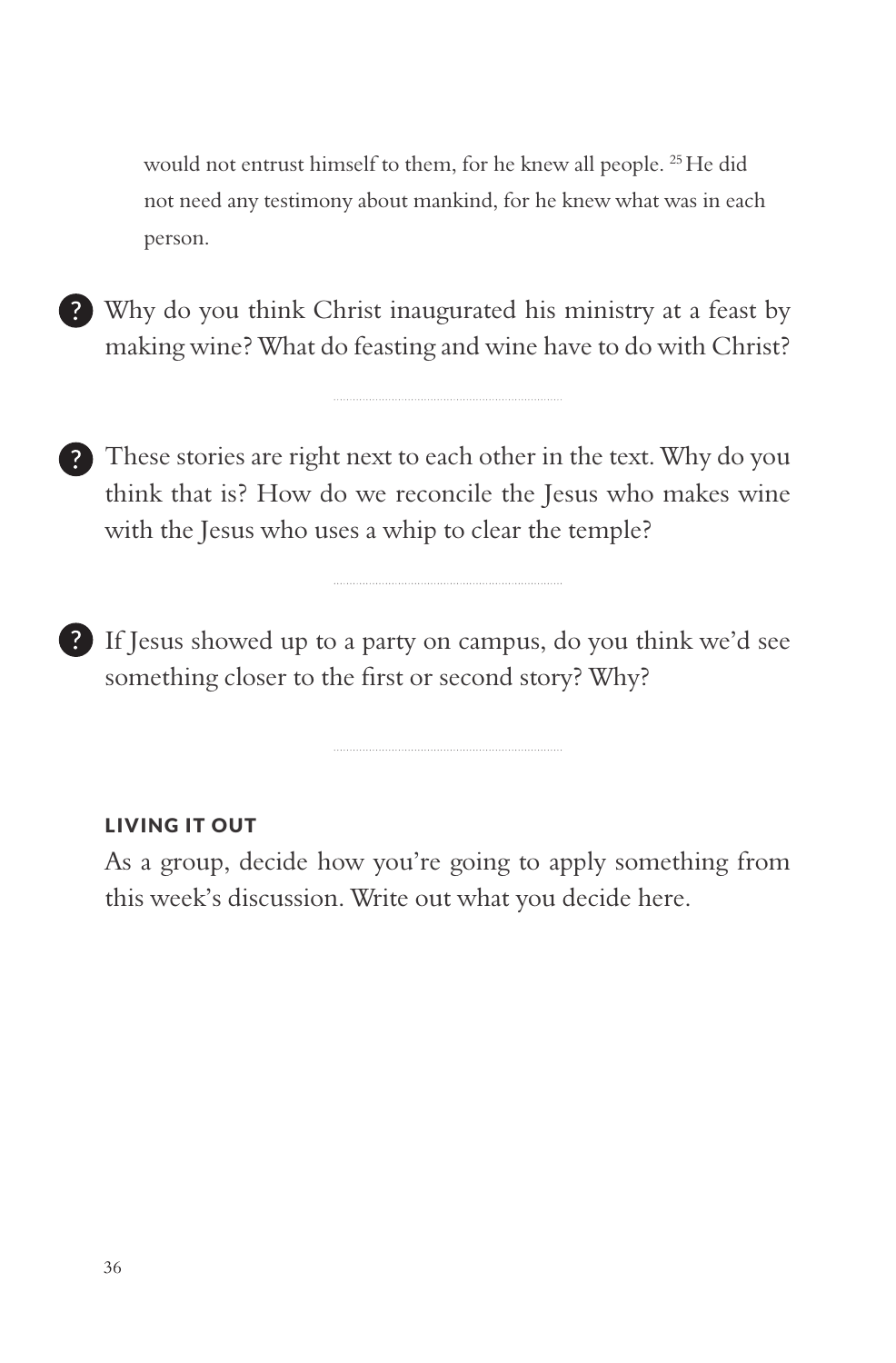would not entrust himself to them, for he knew all people. [25] He did not need any testimony about mankind, for he knew what was in each person.

? Why do you think Christ inaugurated his ministry at a feast by making wine? What do feasting and wine have to do with Christ?

? These stories are right next to each other in the text. Why do you think that is? How do we reconcile the Jesus who makes wine with the Jesus who uses a whip to clear the temple?

? If Jesus showed up to a party on campus, do you think we'd see something closer to the first or second story? Why?

#### LIVING IT OUT

As a group, decide how you're going to apply something from this week's discussion. Write out what you decide here.